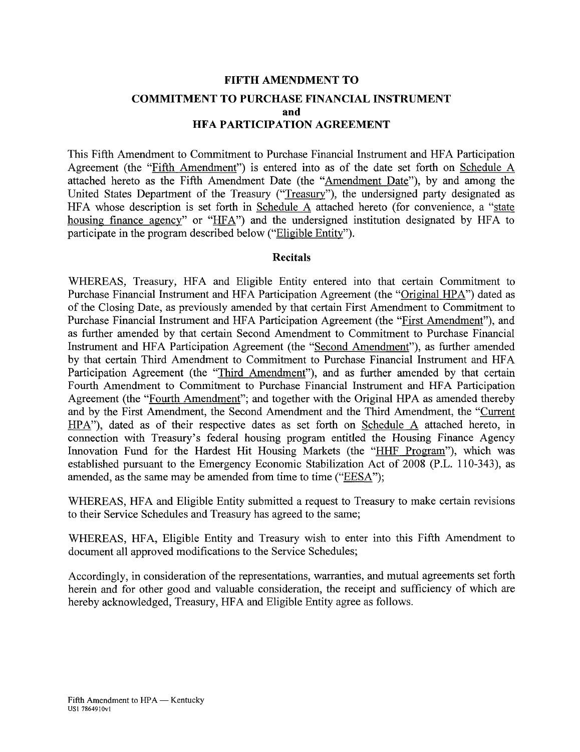# FIFTH AMENDMENT TO

## COMMITMENT TO PURCHASE FINANCIAL INSTRUMENT
## and
## HFA PARTICIPATION AGREEMENT

This Fifth Amendment to Commitment to Purchase Financial Instrument and HFA Participation Agreement (the "Fifth Amendment") is entered into as of the date set forth on Schedule A attached hereto as the Fifth Amendment Date (the "Amendment Date"), by and among the United States Department of the Treasury ("Treasury"), the undersigned party designated as HFA whose description is set forth in Schedule A attached hereto (for convenience, a "state housing finance agency" or "HFA") and the undersigned institution designated by HFA to participate in the program described below ("Eligible Entity").

### Recitals

WHEREAS, Treasury, HFA and Eligible Entity entered into that certain Commitment to Purchase Financial Instrument and HFA Participation Agreement (the "Original HPA") dated as of the Closing Date, as previously amended by that certain First Amendment to Commitment to Purchase Financial Instrument and HFA Participation Agreement (the "First Amendment"), and as further amended by that certain Second Amendment to Commitment to Purchase Financial Instrument and HFA Participation Agreement (the "Second Amendment"), as further amended by that certain Third Amendment to Commitment to Purchase Financial Instrument and HFA Participation Agreement (the "Third Amendment"), and as further amended by that certain Fourth Amendment to Commitment to Purchase Financial Instrument and HFA Participation Agreement (the "Fourth Amendment"; and together with the Original HPA as amended thereby and by the First Amendment, the Second Amendment and the Third Amendment, the "Current HPA"), dated as of their respective dates as set forth on Schedule A attached hereto, in connection with Treasury's federal housing program entitled the Housing Finance Agency Innovation Fund for the Hardest Hit Housing Markets (the "HHF Program"), which was established pursuant to the Emergency Economic Stabilization Act of 2008 (P.L. 110-343), as amended, as the same may be amended from time to time ("EESA");

WHEREAS, HFA and Eligible Entity submitted a request to Treasury to make certain revisions to their Service Schedules and Treasury has agreed to the same;

WHEREAS, HFA, Eligible Entity and Treasury wish to enter into this Fifth Amendment to document all approved modifications to the Service Schedules;

Accordingly, in consideration of the representations, warranties, and mutual agreements set forth herein and for other good and valuable consideration, the receipt and sufficiency of which are hereby acknowledged, Treasury, HFA and Eligible Entity agree as follows.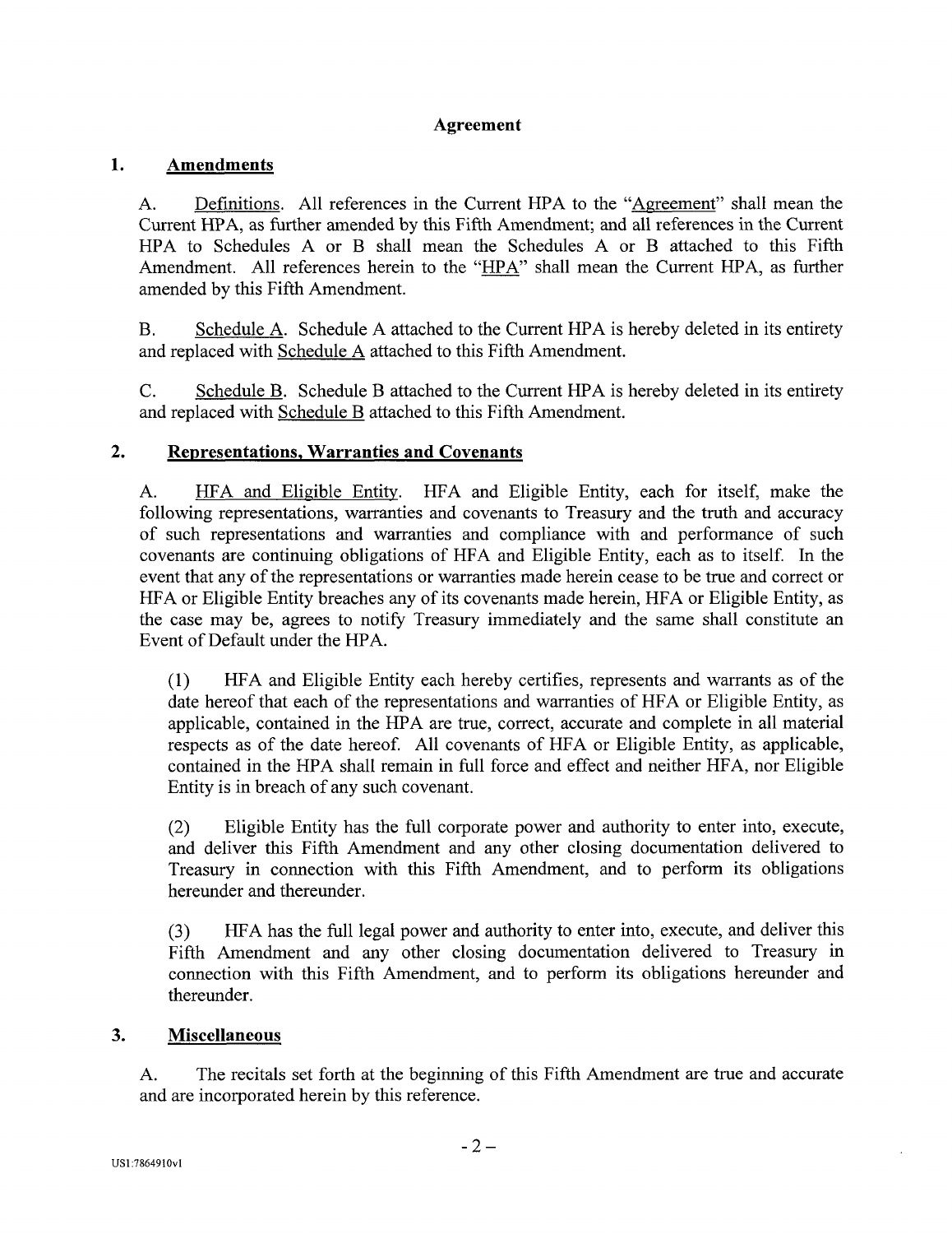## Agreement

### 1. Amendments

A. Definitions. All references in the Current HPA to the "Agreement" shall mean the Current HPA, as further amended by this Fifth Amendment; and all references in the Current HPA to Schedules A or B shall mean the Schedules A or B attached to this Fifth Amendment. All references herein to the "HPA" shall mean the Current HPA, as further amended by this Fifth Amendment.

B. Schedule A. Schedule A attached to the Current HPA is hereby deleted in its entirety and replaced with Schedule A attached to this Fifth Amendment.

C. Schedule B. Schedule B attached to the Current HPA is hereby deleted in its entirety and replaced with Schedule B attached to this Fifth Amendment.

### 2. Representations, Warranties and Covenants

A. HFA and Eligible Entity. HFA and Eligible Entity, each for itself, make the following representations, warranties and covenants to Treasury and the truth and accuracy of such representations and warranties and compliance with and performance of such covenants are continuing obligations of HFA and Eligible Entity, each as to itself. In the event that any of the representations or warranties made herein cease to be true and correct or HFA or Eligible Entity breaches any of its covenants made herein, HFA or Eligible Entity, as the case may be, agrees to notify Treasury immediately and the same shall constitute an Event of Default under the HPA.

(1) HFA and Eligible Entity each hereby certifies, represents and warrants as of the date hereof that each of the representations and warranties of HFA or Eligible Entity, as applicable, contained in the HPA are true, correct, accurate and complete in all material respects as of the date hereof. All covenants of HFA or Eligible Entity, as applicable, contained in the HPA shall remain in full force and effect and neither HFA, nor Eligible Entity is in breach of any such covenant.

(2) Eligible Entity has the full corporate power and authority to enter into, execute, and deliver this Fifth Amendment and any other closing documentation delivered to Treasury in connection with this Fifth Amendment, and to perform its obligations hereunder and thereunder.

(3) HFA has the full legal power and authority to enter into, execute, and deliver this Fifth Amendment and any other closing documentation delivered to Treasury in connection with this Fifth Amendment, and to perform its obligations hereunder and thereunder.

### 3. Miscellaneous

A. The recitals set forth at the beginning of this Fifth Amendment are true and accurate and are incorporated herein by this reference.

US1:7864910v1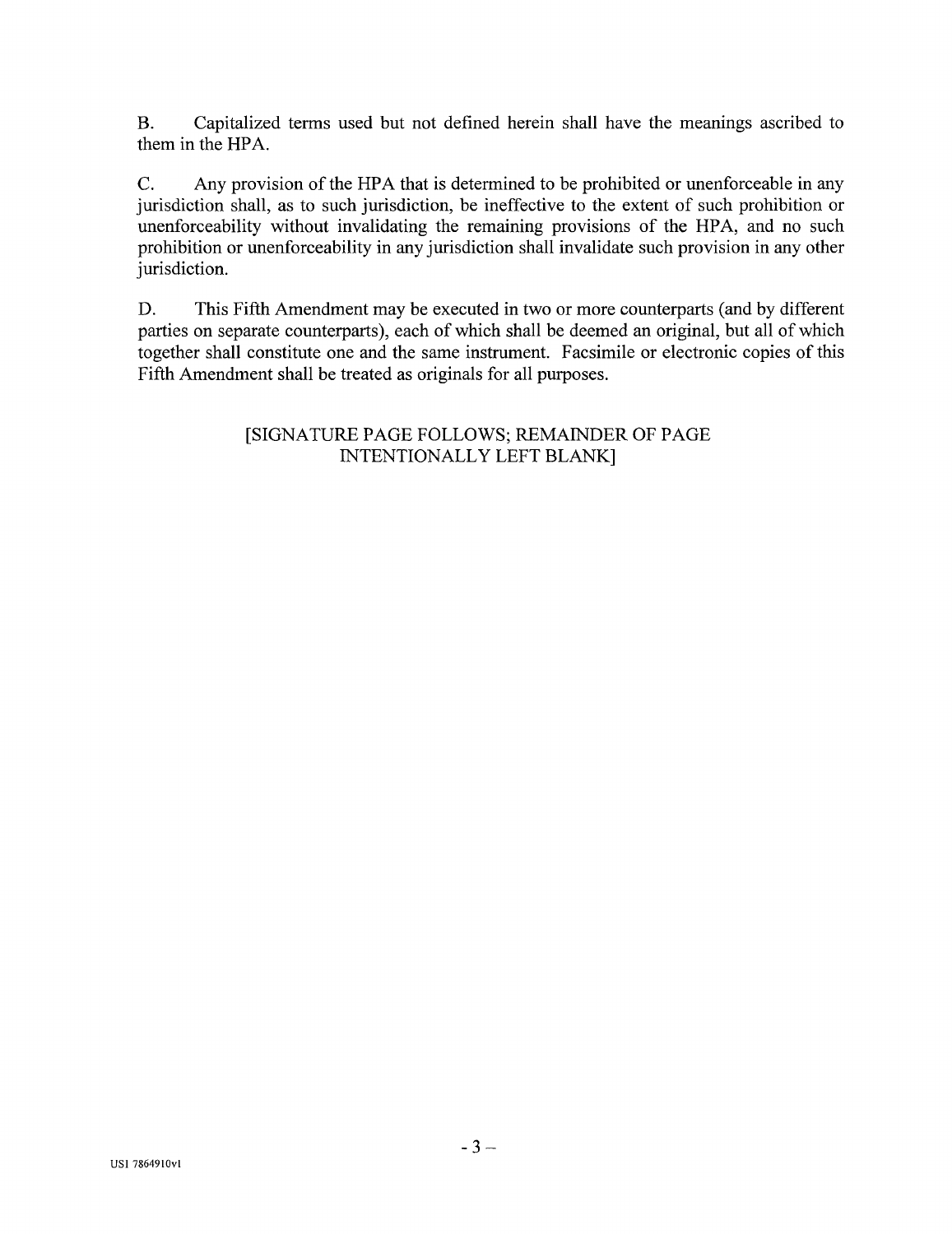B. Capitalized terms used but not defined herein shall have the meanings ascribed to them in the HPA.

C. Any provision of the HPA that is determined to be prohibited or unenforceable in any jurisdiction shall, as to such jurisdiction, be ineffective to the extent of such prohibition or unenforceability without invalidating the remaining provisions of the HPA, and no such prohibition or unenforceability in any jurisdiction shall invalidate such provision in any other jurisdiction.

D. This Fifth Amendment may be executed in two or more counterparts (and by different parties on separate counterparts), each of which shall be deemed an original, but all of which together shall constitute one and the same instrument. Facsimile or electronic copies of this Fifth Amendment shall be treated as originals for all purposes.

[SIGNATURE PAGE FOLLOWS; REMAINDER OF PAGE INTENTIONALLY LEFT BLANK]

US1 7864910v1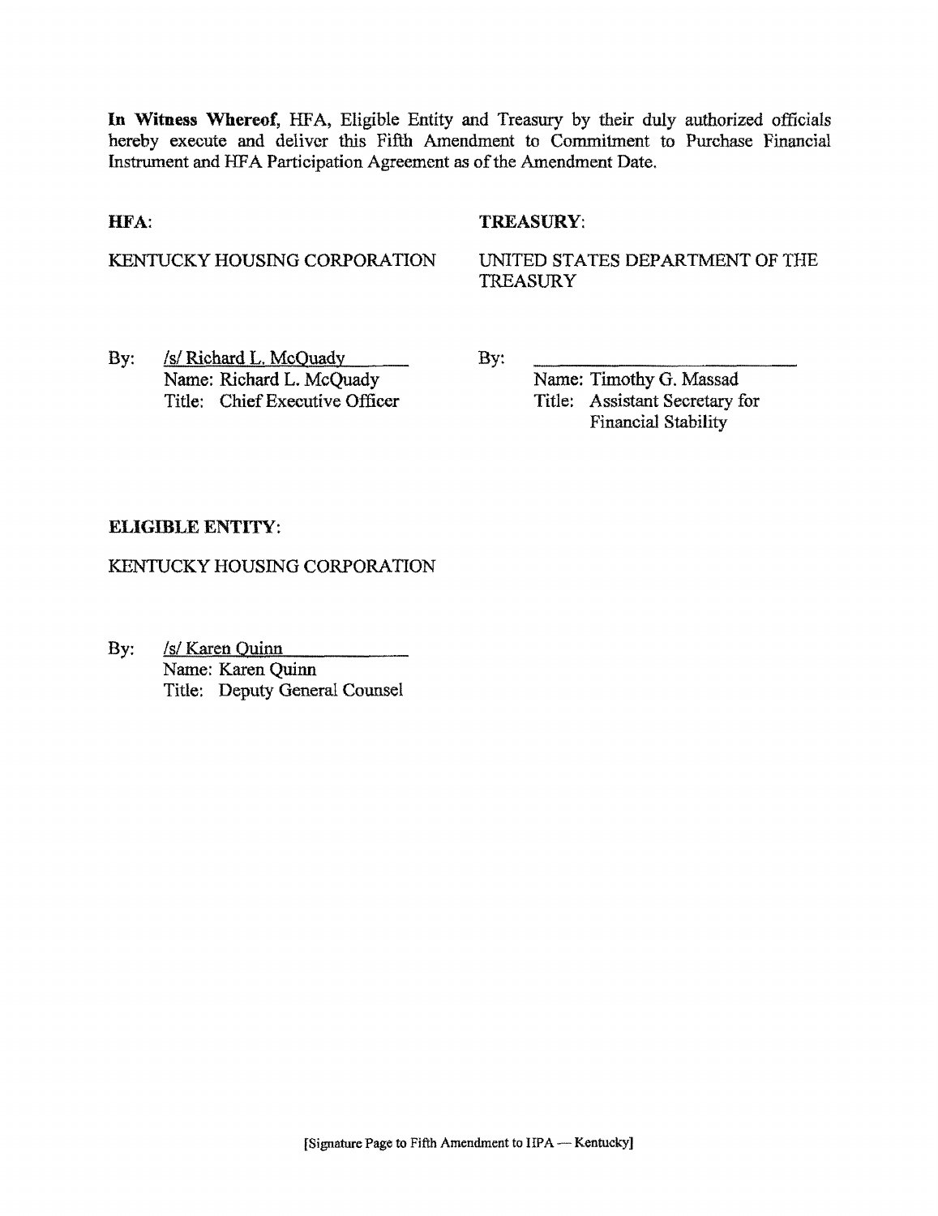**In Witness Whereof,** HFA, Eligible Entity and Treasury by their duly authorized officials hereby execute and deliver this Fifth Amendment to Commitment to Purchase Financial Instrument and HFA Participation Agreement as of the Amendment Date.

**HFA:**

KENTUCKY HOUSING CORPORATION

By: /s/ Richard L. McQuady
Name: Richard L. McQuady
Title: Chief Executive Officer

**TREASURY:**

UNITED STATES DEPARTMENT OF THE TREASURY

By: \_\_\_\_\_\_\_\_\_\_\_\_\_\_\_\_\_\_\_\_\_\_\_\_
Name: Timothy G. Massad
Title: Assistant Secretary for Financial Stability

**ELIGIBLE ENTITY:**

KENTUCKY HOUSING CORPORATION

By: /s/ Karen Quinn
Name: Karen Quinn
Title: Deputy General Counsel

[Signature Page to Fifth Amendment to HPA — Kentucky]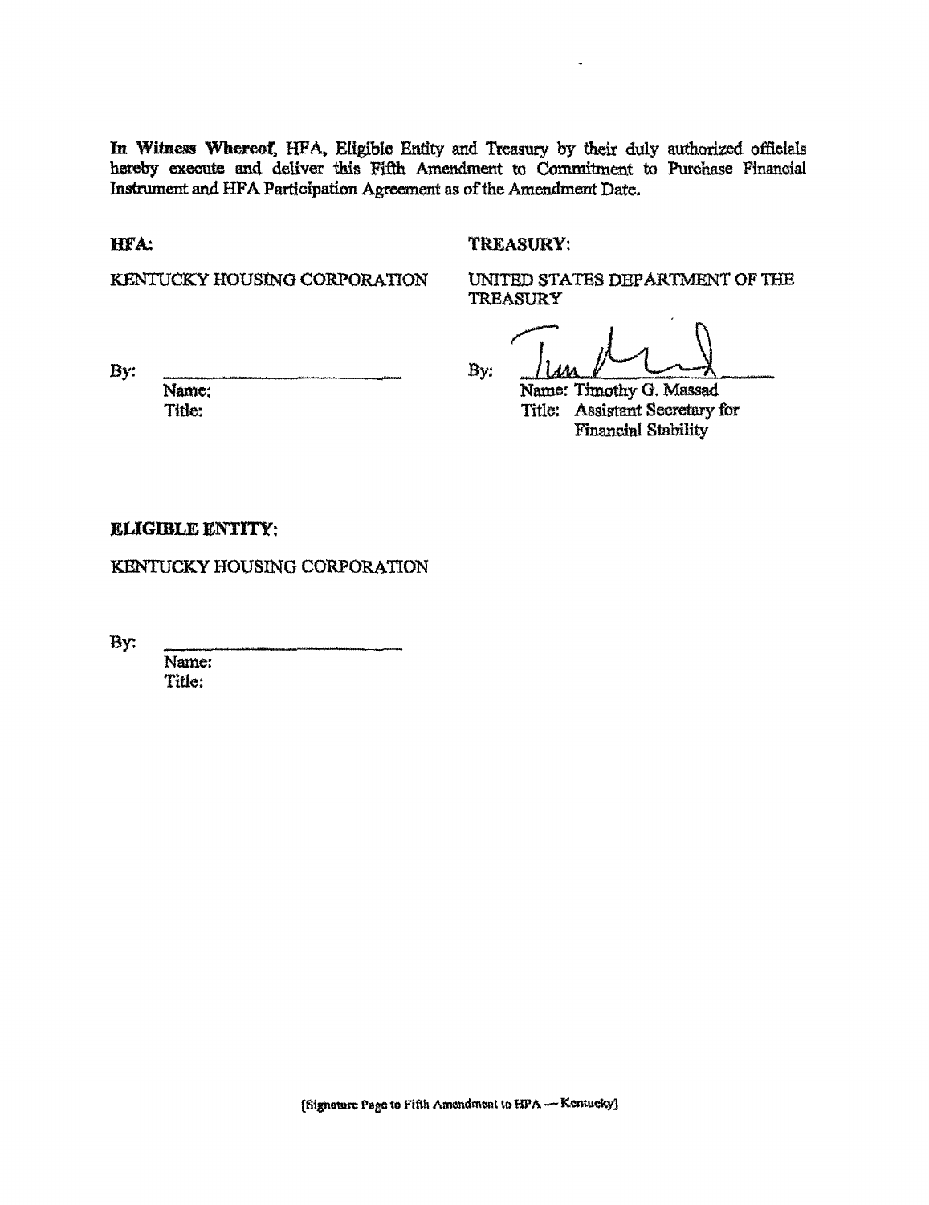**In Witness Whereof**, HFA, Eligible Entity and Treasury by their duly authorized officials hereby execute and deliver this Fifth Amendment to Commitment to Purchase Financial Instrument and HFA Participation Agreement as of the Amendment Date.

**HFA:**

KENTUCKY HOUSING CORPORATION

By: \_\_\_\_\_\_\_\_\_\_\_\_\_\_\_\_\_\_\_\_\_\_\_\_\_\_
Name:
Title:

**TREASURY:**

UNITED STATES DEPARTMENT OF THE TREASURY

By: \_\_\_\_\_\_\_\_\_\_\_\_\_\_\_\_\_\_\_\_\_\_\_\_\_\_
Name: Timothy G. Massad
Title: Assistant Secretary for Financial Stability

**ELIGIBLE ENTITY:**

KENTUCKY HOUSING CORPORATION

By: \_\_\_\_\_\_\_\_\_\_\_\_\_\_\_\_\_\_\_\_\_\_\_\_\_\_
Name:
Title:

[Signature Page to Fifth Amendment to HPA — Kentucky]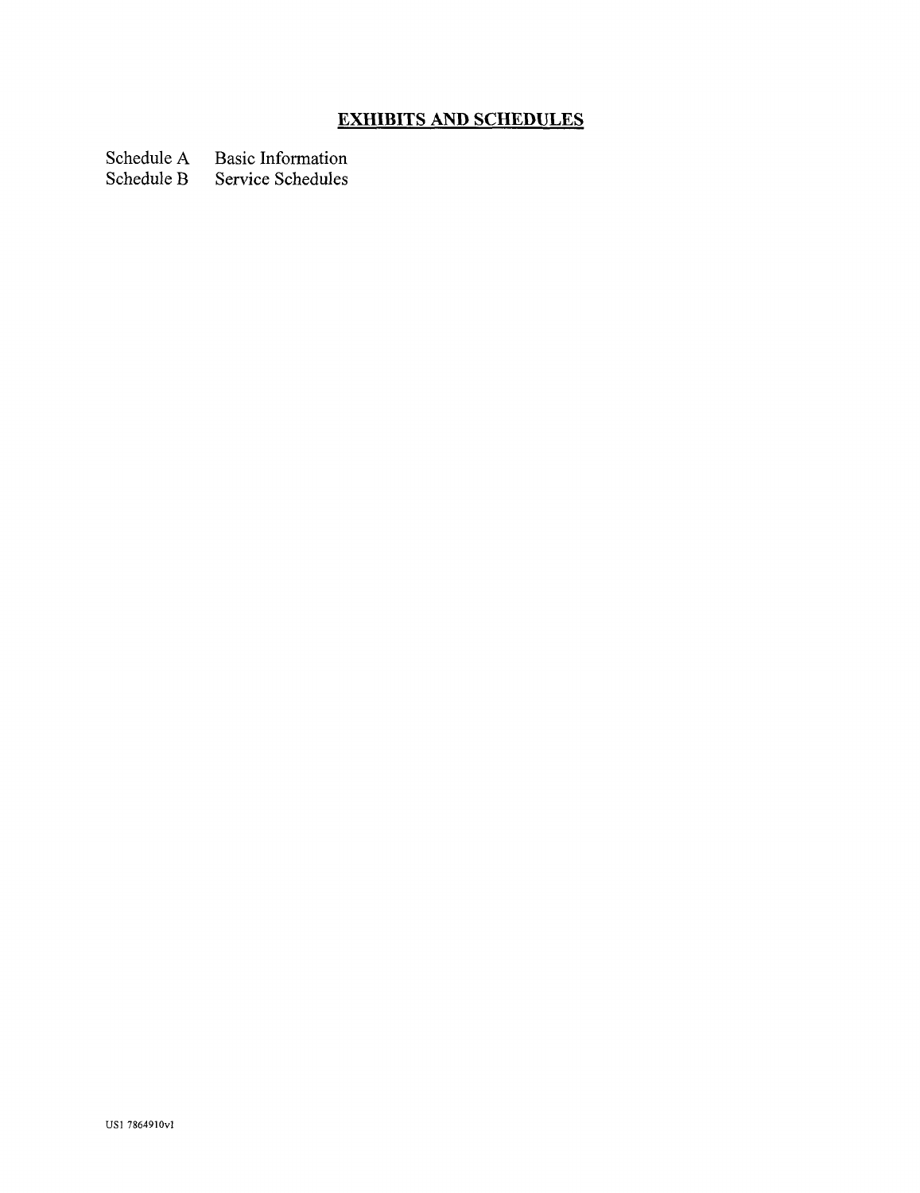## EXHIBITS AND SCHEDULES

| | |
|---|---|
| Schedule A | Basic Information |
| Schedule B | Service Schedules |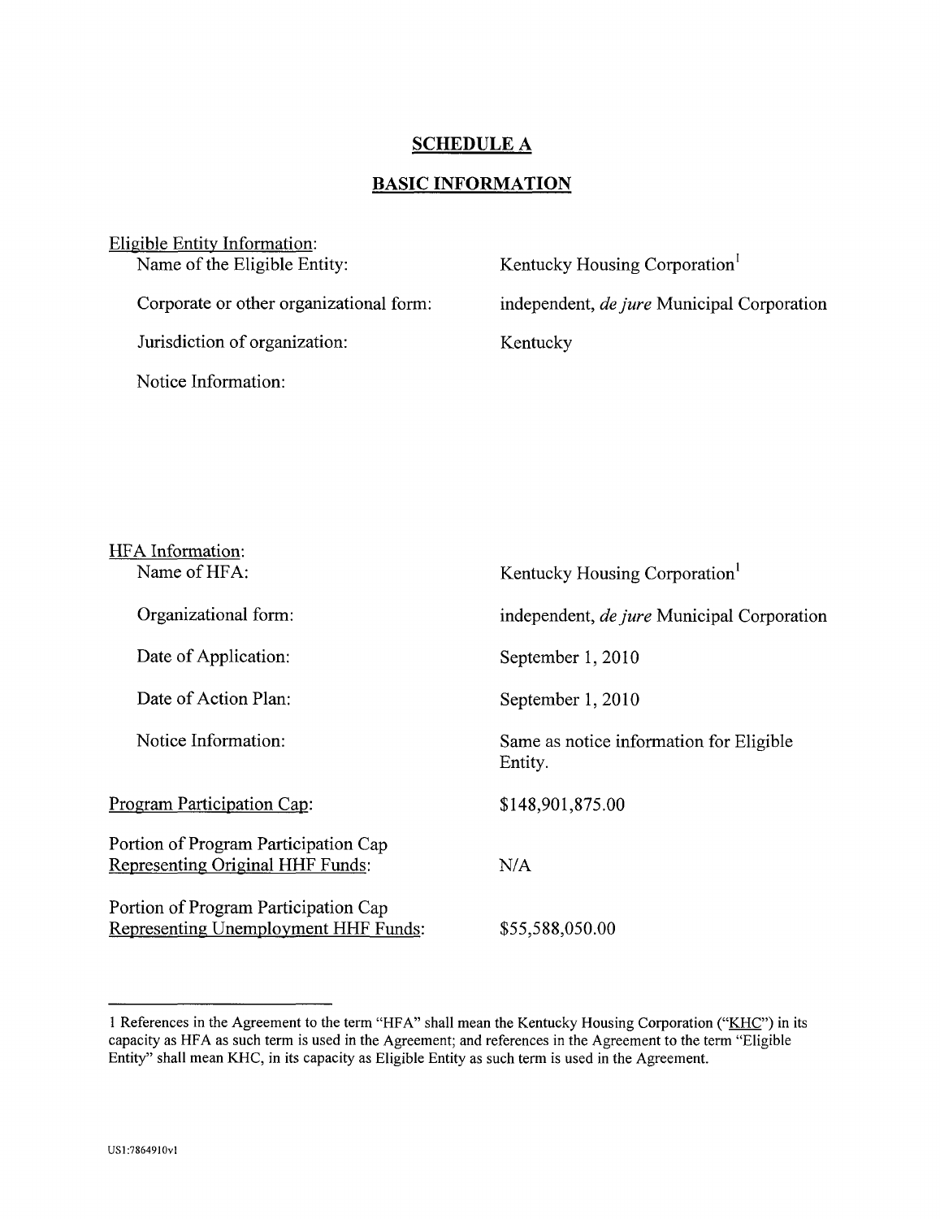# SCHEDULE A

## BASIC INFORMATION

Eligible Entity Information:

| | |
|---|---|
| Name of the Eligible Entity: | Kentucky Housing Corporation[1] |
| Corporate or other organizational form: | independent, *de jure* Municipal Corporation |
| Jurisdiction of organization: | Kentucky |
| Notice Information: | |

HFA Information:

| | |
|---|---|
| Name of HFA: | Kentucky Housing Corporation[1] |
| Organizational form: | independent, *de jure* Municipal Corporation |
| Date of Application: | September 1, 2010 |
| Date of Action Plan: | September 1, 2010 |
| Notice Information: | Same as notice information for Eligible Entity. |

| | |
|---|---|
| Program Participation Cap: | $148,901,875.00 |
| Portion of Program Participation Cap Representing Original HHF Funds: | N/A |
| Portion of Program Participation Cap Representing Unemployment HHF Funds: | $55,588,050.00 |

---

1 References in the Agreement to the term "HFA" shall mean the Kentucky Housing Corporation ("KHC") in its capacity as HFA as such term is used in the Agreement; and references in the Agreement to the term "Eligible Entity" shall mean KHC, in its capacity as Eligible Entity as such term is used in the Agreement.

US1:7864910v1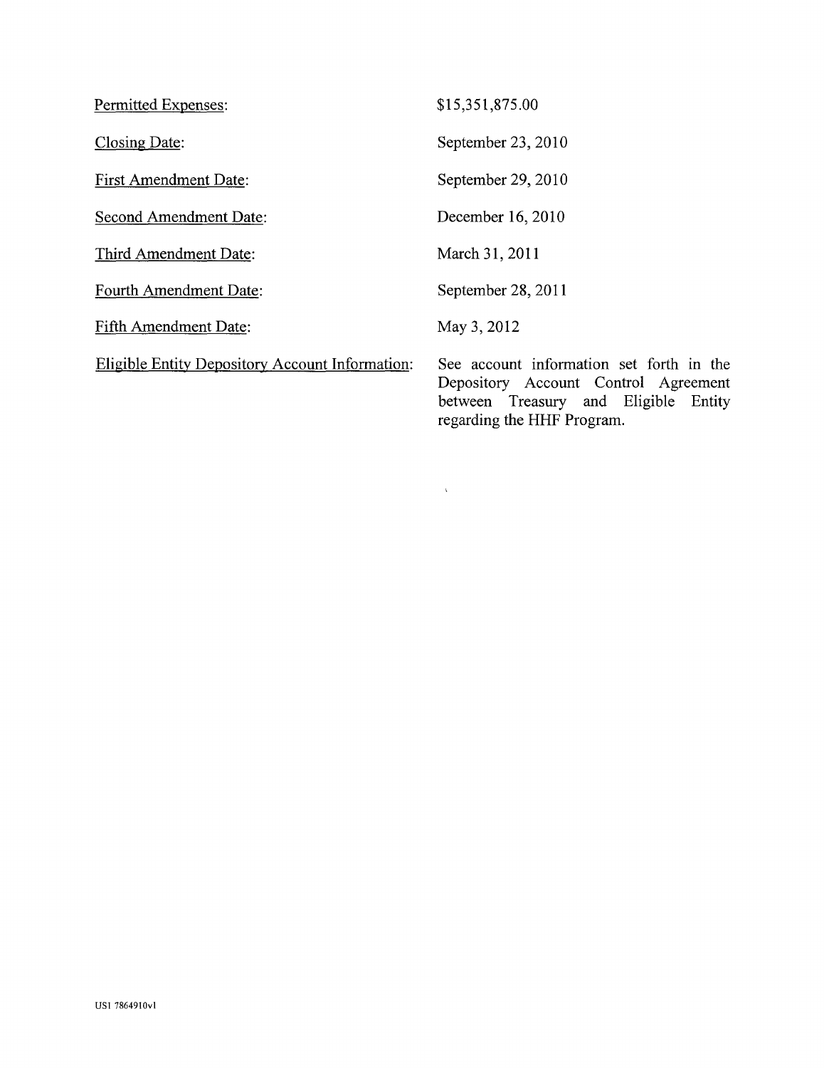| | |
|---|---|
| Permitted Expenses: | $15,351,875.00 |
| Closing Date: | September 23, 2010 |
| First Amendment Date: | September 29, 2010 |
| Second Amendment Date: | December 16, 2010 |
| Third Amendment Date: | March 31, 2011 |
| Fourth Amendment Date: | September 28, 2011 |
| Fifth Amendment Date: | May 3, 2012 |
| Eligible Entity Depository Account Information: | See account information set forth in the Depository Account Control Agreement between Treasury and Eligible Entity regarding the HHF Program. |

US1 7864910v1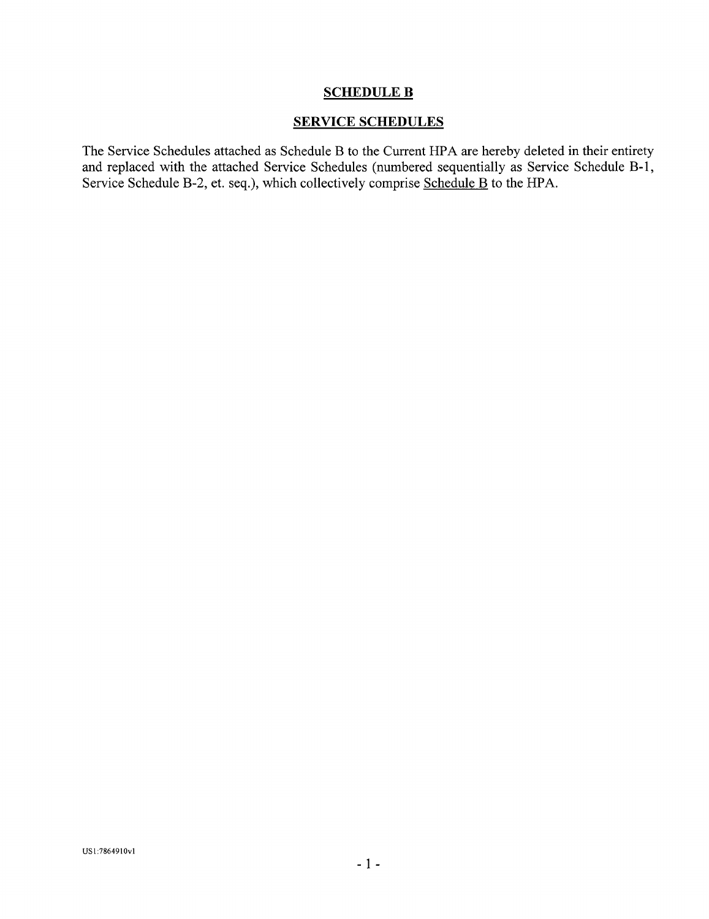## SCHEDULE B

## SERVICE SCHEDULES

The Service Schedules attached as Schedule B to the Current HPA are hereby deleted in their entirety and replaced with the attached Service Schedules (numbered sequentially as Service Schedule B-1, Service Schedule B-2, et. seq.), which collectively comprise Schedule B to the HPA.

US1:7864910v1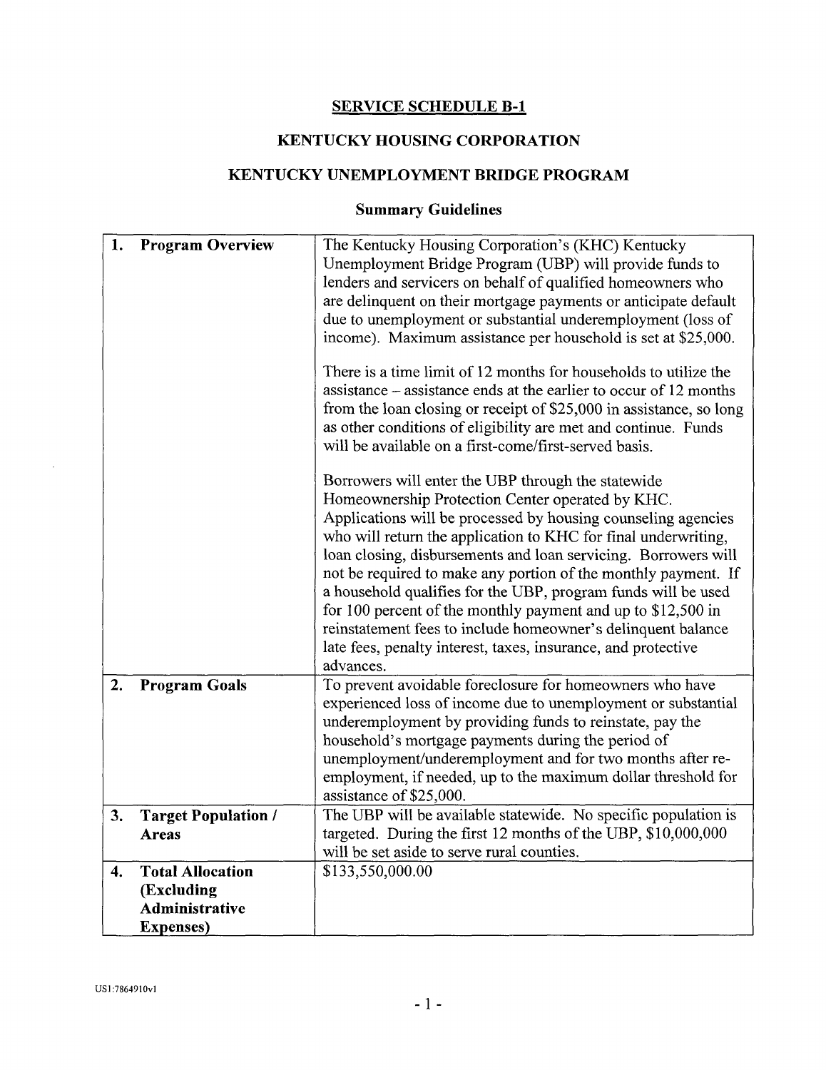## SERVICE SCHEDULE B-1

## KENTUCKY HOUSING CORPORATION

## KENTUCKY UNEMPLOYMENT BRIDGE PROGRAM

### Summary Guidelines

| | |
|---|---|
| **1. Program Overview** | The Kentucky Housing Corporation's (KHC) Kentucky Unemployment Bridge Program (UBP) will provide funds to lenders and servicers on behalf of qualified homeowners who are delinquent on their mortgage payments or anticipate default due to unemployment or substantial underemployment (loss of income). Maximum assistance per household is set at $25,000.<br><br>There is a time limit of 12 months for households to utilize the assistance – assistance ends at the earlier to occur of 12 months from the loan closing or receipt of $25,000 in assistance, so long as other conditions of eligibility are met and continue. Funds will be available on a first-come/first-served basis.<br><br>Borrowers will enter the UBP through the statewide Homeownership Protection Center operated by KHC. Applications will be processed by housing counseling agencies who will return the application to KHC for final underwriting, loan closing, disbursements and loan servicing. Borrowers will not be required to make any portion of the monthly payment. If a household qualifies for the UBP, program funds will be used for 100 percent of the monthly payment and up to $12,500 in reinstatement fees to include homeowner's delinquent balance late fees, penalty interest, taxes, insurance, and protective advances. |
| **2. Program Goals** | To prevent avoidable foreclosure for homeowners who have experienced loss of income due to unemployment or substantial underemployment by providing funds to reinstate, pay the household's mortgage payments during the period of unemployment/underemployment and for two months after re-employment, if needed, up to the maximum dollar threshold for assistance of $25,000. |
| **3. Target Population / Areas** | The UBP will be available statewide. No specific population is targeted. During the first 12 months of the UBP, $10,000,000 will be set aside to serve rural counties. |
| **4. Total Allocation (Excluding Administrative Expenses)** | $133,550,000.00 |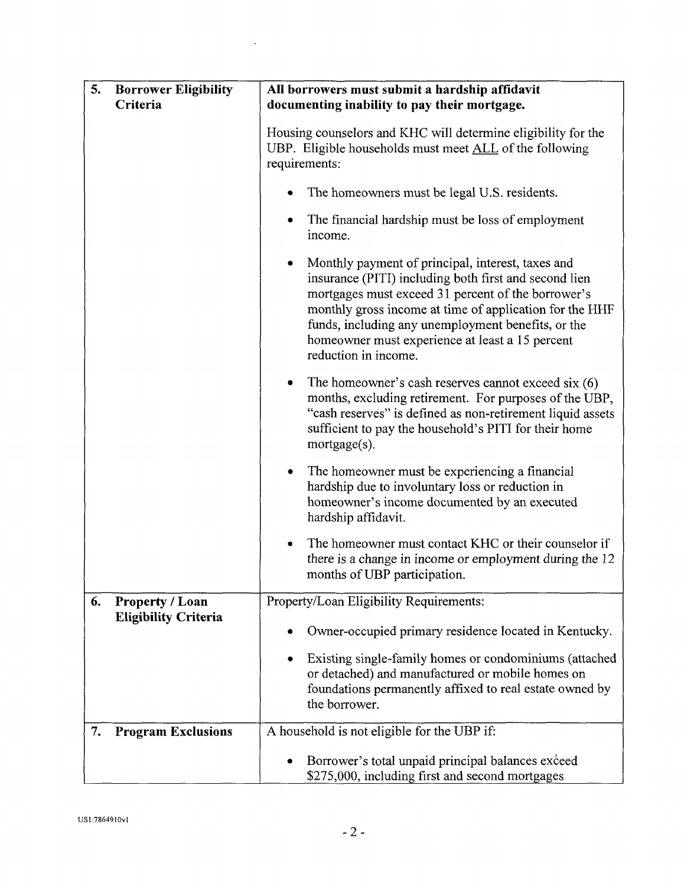| | |
|---|---|
| **5. Borrower Eligibility Criteria** | **All borrowers must submit a hardship affidavit documenting inability to pay their mortgage.**<br><br>Housing counselors and KHC will determine eligibility for the UBP. Eligible households must meet ALL of the following requirements:<br><br>• The homeowners must be legal U.S. residents.<br><br>• The financial hardship must be loss of employment income.<br><br>• Monthly payment of principal, interest, taxes and insurance (PITI) including both first and second lien mortgages must exceed 31 percent of the borrower's monthly gross income at time of application for the HHF funds, including any unemployment benefits, or the homeowner must experience at least a 15 percent reduction in income.<br><br>• The homeowner's cash reserves cannot exceed six (6) months, excluding retirement. For purposes of the UBP, "cash reserves" is defined as non-retirement liquid assets sufficient to pay the household's PITI for their home mortgage(s).<br><br>• The homeowner must be experiencing a financial hardship due to involuntary loss or reduction in homeowner's income documented by an executed hardship affidavit.<br><br>• The homeowner must contact KHC or their counselor if there is a change in income or employment during the 12 months of UBP participation. |
| **6. Property / Loan Eligibility Criteria** | Property/Loan Eligibility Requirements:<br><br>• Owner-occupied primary residence located in Kentucky.<br><br>• Existing single-family homes or condominiums (attached or detached) and manufactured or mobile homes on foundations permanently affixed to real estate owned by the borrower. |
| **7. Program Exclusions** | A household is not eligible for the UBP if:<br><br>• Borrower's total unpaid principal balances exceed $275,000, including first and second mortgages |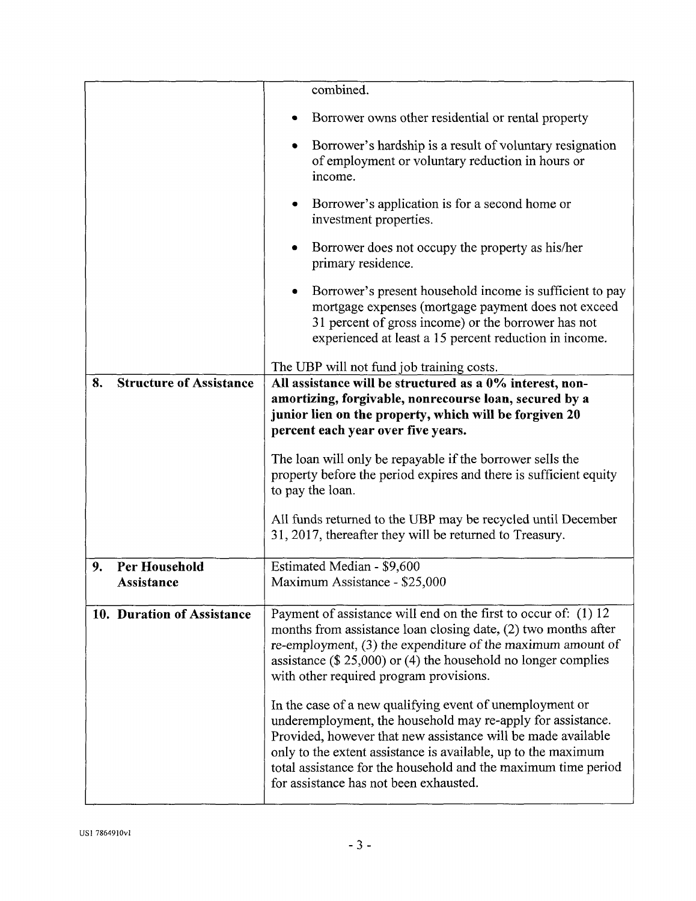| | |
|---|---|
| | combined.<br><br>• Borrower owns other residential or rental property<br><br>• Borrower's hardship is a result of voluntary resignation of employment or voluntary reduction in hours or income.<br><br>• Borrower's application is for a second home or investment properties.<br><br>• Borrower does not occupy the property as his/her primary residence.<br><br>• Borrower's present household income is sufficient to pay mortgage expenses (mortgage payment does not exceed 31 percent of gross income) or the borrower has not experienced at least a 15 percent reduction in income.<br><br>The UBP will not fund job training costs. |
| **8. Structure of Assistance** | **All assistance will be structured as a 0% interest, non-amortizing, forgivable, nonrecourse loan, secured by a junior lien on the property, which will be forgiven 20 percent each year over five years.**<br><br>The loan will only be repayable if the borrower sells the property before the period expires and there is sufficient equity to pay the loan.<br><br>All funds returned to the UBP may be recycled until December 31, 2017, thereafter they will be returned to Treasury. |
| **9. Per Household Assistance** | Estimated Median - $9,600<br>Maximum Assistance - $25,000 |
| **10. Duration of Assistance** | Payment of assistance will end on the first to occur of: (1) 12 months from assistance loan closing date, (2) two months after re-employment, (3) the expenditure of the maximum amount of assistance ($ 25,000) or (4) the household no longer complies with other required program provisions.<br><br>In the case of a new qualifying event of unemployment or underemployment, the household may re-apply for assistance. Provided, however that new assistance will be made available only to the extent assistance is available, up to the maximum total assistance for the household and the maximum time period for assistance has not been exhausted. |

US1 7864910v1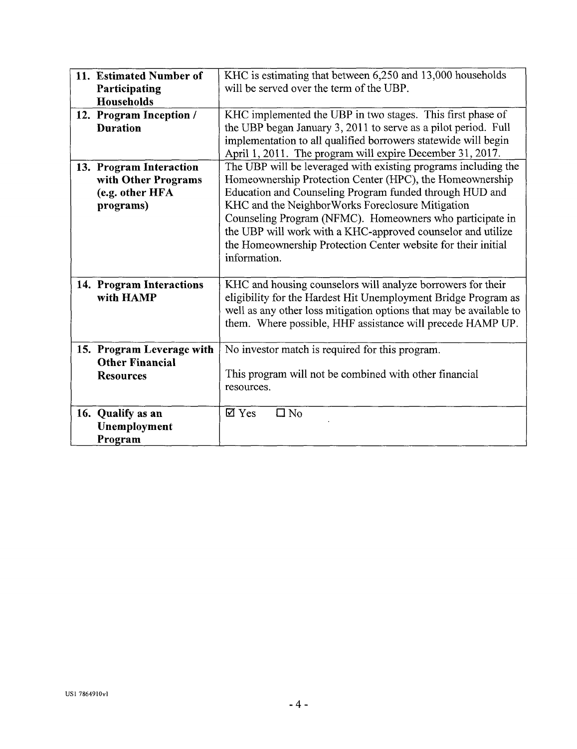| | |
|---|---|
| **11. Estimated Number of Participating Households** | KHC is estimating that between 6,250 and 13,000 households will be served over the term of the UBP. |
| **12. Program Inception / Duration** | KHC implemented the UBP in two stages. This first phase of the UBP began January 3, 2011 to serve as a pilot period. Full implementation to all qualified borrowers statewide will begin April 1, 2011. The program will expire December 31, 2017. |
| **13. Program Interaction with Other Programs (e.g. other HFA programs)** | The UBP will be leveraged with existing programs including the Homeownership Protection Center (HPC), the Homeownership Education and Counseling Program funded through HUD and KHC and the NeighborWorks Foreclosure Mitigation Counseling Program (NFMC). Homeowners who participate in the UBP will work with a KHC-approved counselor and utilize the Homeownership Protection Center website for their initial information. |
| **14. Program Interactions with HAMP** | KHC and housing counselors will analyze borrowers for their eligibility for the Hardest Hit Unemployment Bridge Program as well as any other loss mitigation options that may be available to them. Where possible, HHF assistance will precede HAMP UP. |
| **15. Program Leverage with Other Financial Resources** | No investor match is required for this program.<br><br>This program will not be combined with other financial resources. |
| **16. Qualify as an Unemployment Program** | ☑ Yes ☐ No |

US1 7864910v1